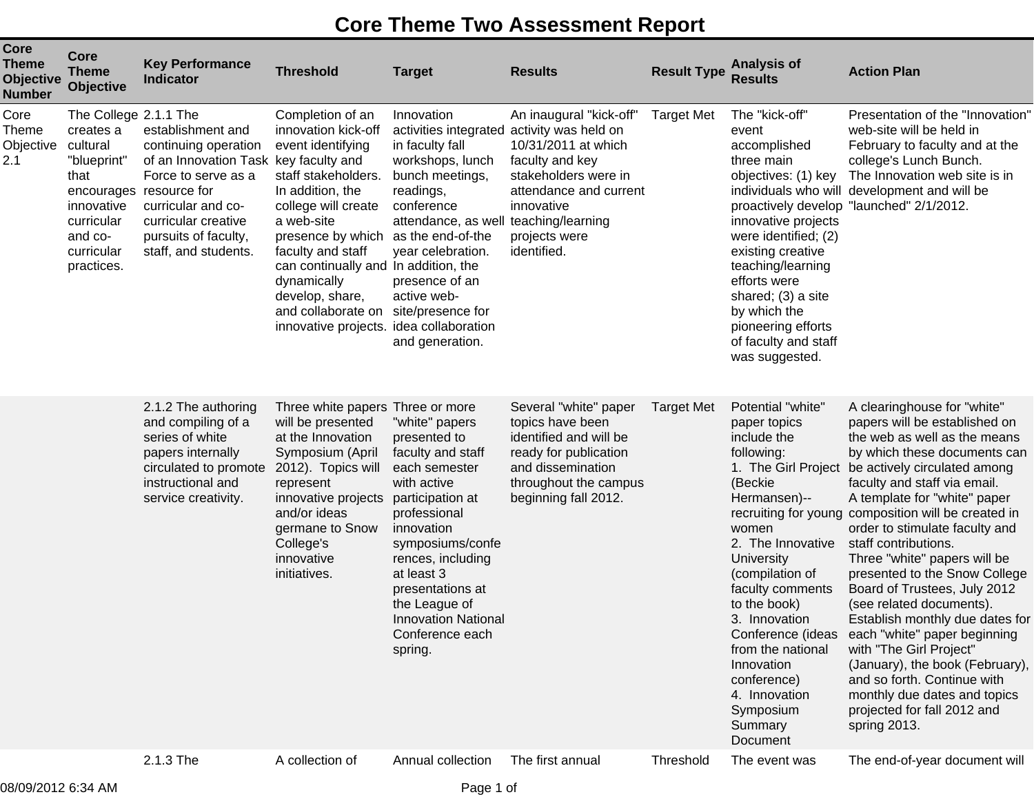# Core Theme Two Assessment Report

| Core Theme Objective Number | Core Theme Objective | Key Performance Indicator | Threshold | Target | Results | Result Type | Analysis of Results | Action Plan |
|---|---|---|---|---|---|---|---|---|
| Core Theme Objective 2.1 | The College creates a cultural "blueprint" that encourages innovative curricular and co-curricular practices. | 2.1.1 The establishment and continuing operation of an Innovation Task Force to serve as a resource for curricular and co-curricular creative pursuits of faculty, staff, and students. | Completion of an innovation kick-off event identifying key faculty and staff stakeholders. In addition, the college will create a web-site presence by which faculty and staff can continually and dynamically develop, share, and collaborate on innovative projects. | Innovation activities integrated in faculty fall workshops, lunch bunch meetings, readings, conference attendance, as well as the end-of-the year celebration. In addition, the presence of an active web-site/presence for idea collaboration and generation. | An inaugural "kick-off" activity was held on 10/31/2011 at which faculty and key stakeholders were in attendance and current innovative teaching/learning projects were identified. | Target Met | The "kick-off" event accomplished three main objectives: (1) key individuals who will proactively develop innovative projects were identified; (2) existing creative teaching/learning efforts were shared; (3) a site by which the pioneering efforts of faculty and staff was suggested. | Presentation of the "Innovation" web-site will be held in February to faculty and at the college's Lunch Bunch.<br>The Innovation web site is in development and will be "launched" 2/1/2012. |
| | | 2.1.2 The authoring and compiling of a series of white papers internally circulated to promote instructional and service creativity. | Three white papers will be presented at the Innovation Symposium (April 2012). Topics will represent innovative projects and/or ideas germane to Snow College's innovative initiatives. | Three or more "white" papers presented to faculty and staff each semester with active participation at professional innovation symposiums/conferences, including at least 3 presentations at the League of Innovation National Conference each spring. | Several "white" paper topics have been identified and will be ready for publication and dissemination throughout the campus beginning fall 2012. | Target Met | Potential "white" paper topics include the following:<br>1. The Girl Project (Beckie Hermansen)--recruiting for young women<br>2. The Innovative University (compilation of faculty comments to the book)<br>3. Innovation Conference (ideas from the national Innovation conference)<br>4. Innovation Symposium Summary Document | A clearinghouse for "white" papers will be established on the web as well as the means by which these documents can be actively circulated among faculty and staff via email.<br>A template for "white" paper composition will be created in order to stimulate faculty and staff contributions.<br>Three "white" papers will be presented to the Snow College Board of Trustees, July 2012 (see related documents).<br>Establish monthly due dates for each "white" paper beginning with "The Girl Project" (January), the book (February), and so forth. Continue with monthly due dates and topics projected for fall 2012 and spring 2013. |
| | | 2.1.3 The | A collection of | Annual collection | The first annual | Threshold | The event was | The end-of-year document will |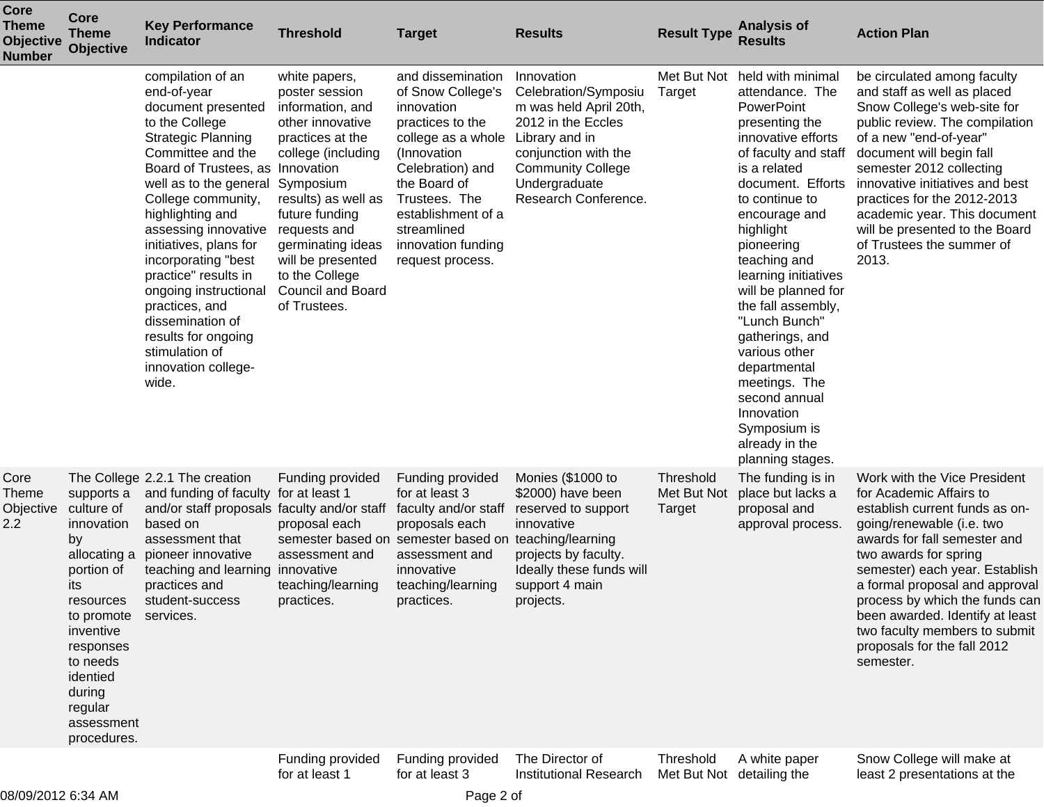| Core Theme Objective Number | Core Theme Objective | Key Performance Indicator | Threshold | Target | Results | Result Type | Analysis of Results | Action Plan |
|---|---|---|---|---|---|---|---|---|
| | | compilation of an end-of-year document presented to the College Strategic Planning Committee and the Board of Trustees, as well as to the general College community, highlighting and assessing innovative initiatives, plans for incorporating "best practice" results in ongoing instructional practices, and dissemination of results for ongoing stimulation of innovation college-wide. | white papers, poster session information, and other innovative practices at the college (including Innovation Symposium results) as well as future funding requests and germinating ideas will be presented to the College Council and Board of Trustees. | and dissemination of Snow College's innovation practices to the college as a whole (Innovation Celebration) and the Board of Trustees. The establishment of a streamlined innovation funding request process. | Innovation Celebration/Symposium was held April 20th, 2012 in the Eccles Library and in conjunction with the Community College Undergraduate Research Conference. | Met But Not Target | held with minimal attendance. The PowerPoint presenting the innovative efforts of faculty and staff is a related document. Efforts to continue to encourage and highlight pioneering teaching and learning initiatives will be planned for the fall assembly, "Lunch Bunch" gatherings, and various other departmental meetings. The second annual Innovation Symposium is already in the planning stages. | be circulated among faculty and staff as well as placed Snow College's web-site for public review. The compilation of a new "end-of-year" document will begin fall semester 2012 collecting innovative initiatives and best practices for the 2012-2013 academic year. This document will be presented to the Board of Trustees the summer of 2013. |
| Core Theme Objective 2.2 | The College supports a culture of innovation by allocating a portion of its resources to promote inventive responses to needs identied during regular assessment procedures. | 2.2.1 The creation and funding of faculty and/or staff proposals based on assessment that pioneer innovative teaching and learning practices and student-success services. | Funding provided for at least 1 faculty and/or staff proposal each semester based on assessment and innovative teaching/learning practices. | Funding provided for at least 3 faculty and/or staff proposals each semester based on assessment and innovative teaching/learning practices. | Monies ($1000 to $2000) have been reserved to support innovative teaching/learning projects by faculty. Ideally these funds will support 4 main projects. | Threshold Met But Not Target | The funding is in place but lacks a proposal and approval process. | Work with the Vice President for Academic Affairs to establish current funds as on-going/renewable (i.e. two awards for fall semester and two awards for spring semester) each year. Establish a formal proposal and approval process by which the funds can been awarded. Identify at least two faculty members to submit proposals for the fall 2012 semester. |
| | | | Funding provided for at least 1 | Funding provided for at least 3 | The Director of Institutional Research | Threshold Met But Not | A white paper detailing the | Snow College will make at least 2 presentations at the |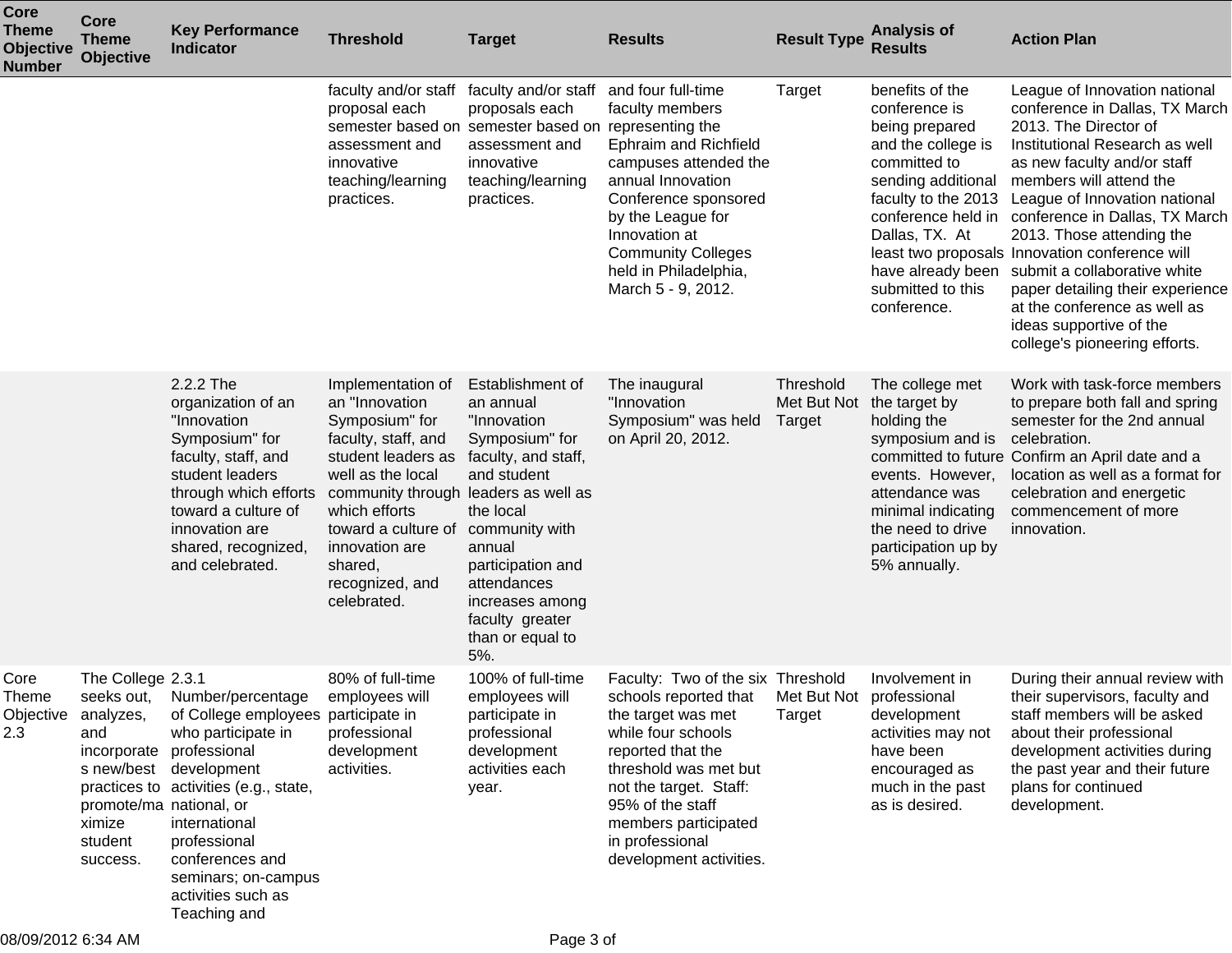| Core Theme Objective Number | Core Theme Objective | Key Performance Indicator | Threshold | Target | Results | Result Type | Analysis of Results | Action Plan |
|---|---|---|---|---|---|---|---|---|
| | | | faculty and/or staff proposal each semester based on assessment and innovative teaching/learning practices. | faculty and/or staff proposals each semester based on assessment and innovative teaching/learning practices. | and four full-time faculty members representing the Ephraim and Richfield campuses attended the annual Innovation Conference sponsored by the League for Innovation at Community Colleges held in Philadelphia, March 5 - 9, 2012. | Target | benefits of the conference is being prepared and the college is committed to sending additional faculty to the 2013 conference held in Dallas, TX. At least two proposals have already been submitted to this conference. | League of Innovation national conference in Dallas, TX March 2013. The Director of Institutional Research as well as new faculty and/or staff members will attend the League of Innovation national conference in Dallas, TX March 2013. Those attending the Innovation conference will submit a collaborative white paper detailing their experience at the conference as well as ideas supportive of the college's pioneering efforts. |
| | | 2.2.2 The organization of an "Innovation Symposium" for faculty, staff, and student leaders through which efforts toward a culture of innovation are shared, recognized, and celebrated. | Implementation of an "Innovation Symposium" for faculty, staff, and student leaders as well as the local community through which efforts toward a culture of innovation are shared, recognized, and celebrated. | Establishment of an annual "Innovation Symposium" for faculty, and staff, and student leaders as well as the local community with annual participation and attendances increases among faculty greater than or equal to 5%. | The inaugural "Innovation Symposium" was held on April 20, 2012. | Threshold Met But Not Target | The college met the target by holding the symposium and is committed to future events. However, attendance was minimal indicating the need to drive participation up by 5% annually. | Work with task-force members to prepare both fall and spring semester for the 2nd annual celebration. Confirm an April date and a location as well as a format for celebration and energetic commencement of more innovation. |
| Core Theme Objective 2.3 | The College seeks out, analyzes, and incorporates new/best practices to promote/maximize student success. | 2.3.1 Number/percentage of College employees who participate in professional development activities (e.g., state, national, or international professional conferences and seminars; on-campus activities such as Teaching and | 80% of full-time employees will participate in professional development activities. | 100% of full-time employees will participate in professional development activities each year. | Faculty: Two of the six schools reported that the target was met while four schools reported that the threshold was met but not the target. Staff: 95% of the staff members participated in professional development activities. | Threshold Met But Not Target | Involvement in professional development activities may not have been encouraged as much in the past as is desired. | During their annual review with their supervisors, faculty and staff members will be asked about their professional development activities during the past year and their future plans for continued development. |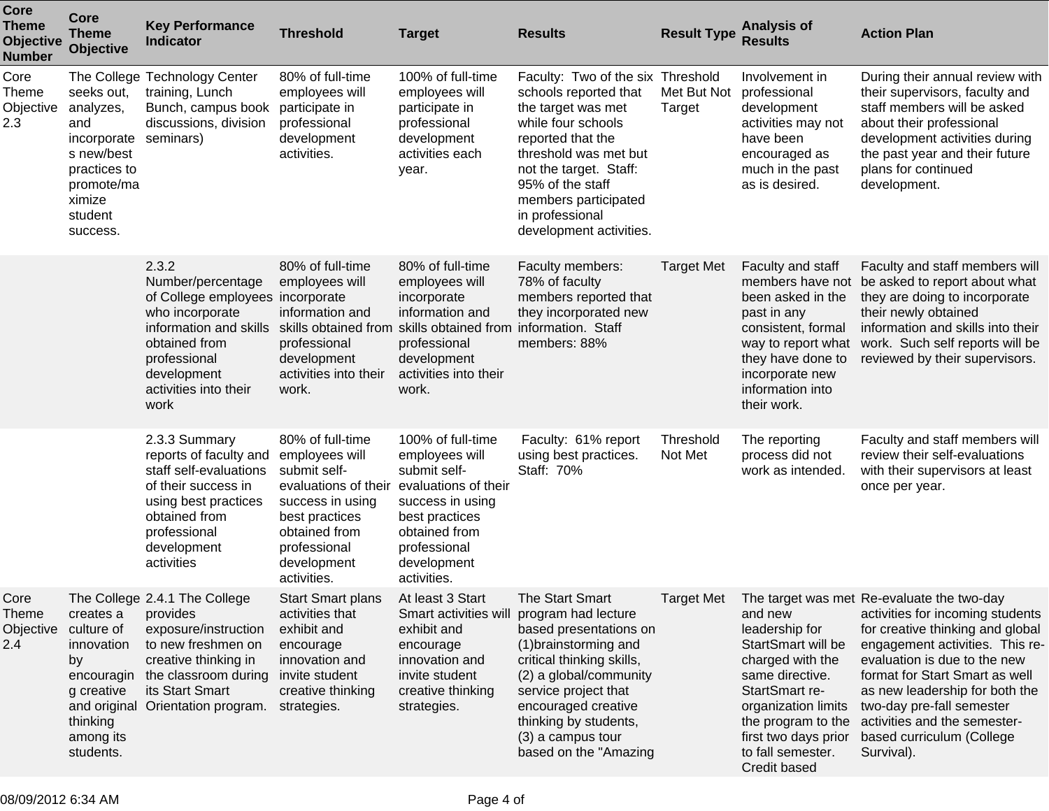| Core Theme Objective Number | Core Theme Objective | Key Performance Indicator | Threshold | Target | Results | Result Type | Analysis of Results | Action Plan |
|---|---|---|---|---|---|---|---|---|
| Core Theme Objective 2.3 | The College seeks out, analyzes, and incorporates new/best practices to promote/maximize student success. | Technology Center training, Lunch Bunch, campus book discussions, division seminars) | 80% of full-time employees will participate in professional development activities. | 100% of full-time employees will participate in professional development activities each year. | Faculty: Two of the six schools reported that the target was met while four schools reported that the threshold was met but not the target. Staff: 95% of the staff members participated in professional development activities. | Threshold Met But Not Target | Involvement in professional development activities may not have been encouraged as much in the past as is desired. | During their annual review with their supervisors, faculty and staff members will be asked about their professional development activities during the past year and their future plans for continued development. |
| | | 2.3.2 Number/percentage of College employees who incorporate information and skills obtained from professional development activities into their work | 80% of full-time employees will incorporate information and skills obtained from professional development activities into their work. | 80% of full-time employees will incorporate information and skills obtained from professional development activities into their work. | Faculty members: 78% of faculty members reported that they incorporated new information. Staff members: 88% | Target Met | Faculty and staff members have not been asked in the past in any consistent, formal way to report what they have done to incorporate new information into their work. | Faculty and staff members will be asked to report about what they are doing to incorporate their newly obtained information and skills into their work. Such self reports will be reviewed by their supervisors. |
| | | 2.3.3 Summary reports of faculty and staff self-evaluations of their success in using best practices obtained from professional development activities | 80% of full-time employees will submit self-evaluations of their success in using best practices obtained from professional development activities. | 100% of full-time employees will submit self-evaluations of their success in using best practices obtained from professional development activities. | Faculty: 61% report using best practices. Staff: 70% | Threshold Not Met | The reporting process did not work as intended. | Faculty and staff members will review their self-evaluations with their supervisors at least once per year. |
| Core Theme Objective 2.4 | The College creates a culture of innovation by encouraging creative and original thinking among its students. | 2.4.1 The College provides exposure/instruction to new freshmen on creative thinking in the classroom during its Start Smart Orientation program. | Start Smart plans activities that exhibit and encourage innovation and invite student creative thinking strategies. | At least 3 Start Smart activities will exhibit and encourage innovation and invite student creative thinking strategies. | The Start Smart program had lecture based presentations on (1)brainstorming and critical thinking skills, (2) a global/community service project that encouraged creative thinking by students, (3) a campus tour based on the "Amazing | Target Met | The target was met and new leadership for StartSmart will be charged with the same directive. StartSmart re-organization limits the program to the first two days prior to fall semester. Credit based | Re-evaluate the two-day activities for incoming students for creative thinking and global engagement activities. This re-evaluation is due to the new format for Start Smart as well as new leadership for both the two-day pre-fall semester activities and the semester-based curriculum (College Survival). |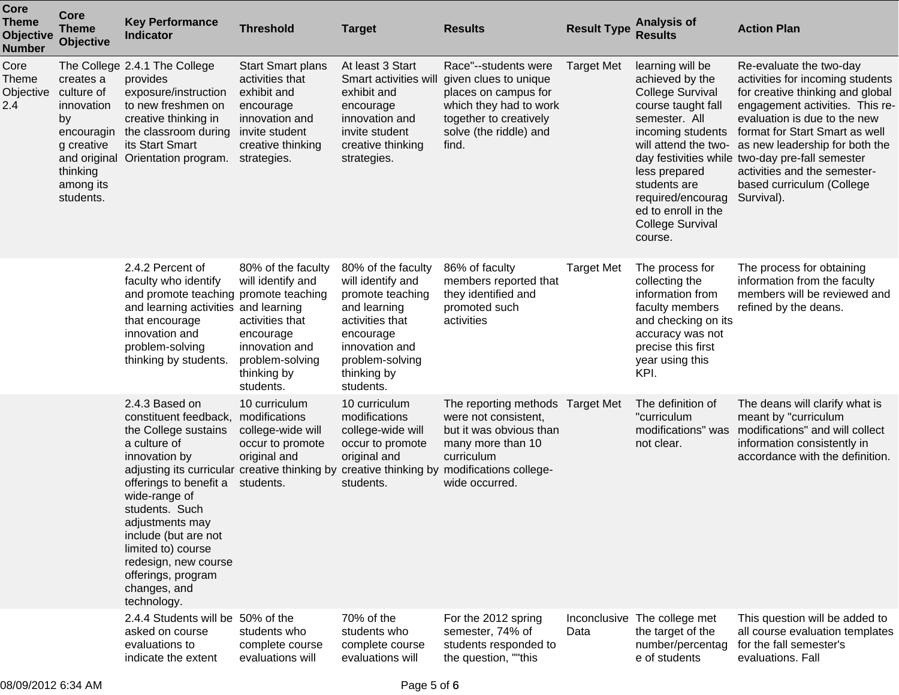| Core Theme Objective Number | Core Theme Objective | Key Performance Indicator | Threshold | Target | Results | Result Type | Analysis of Results | Action Plan |
|---|---|---|---|---|---|---|---|---|
| Core Theme Objective 2.4 | The College creates a culture of innovation by encouraging creative and original thinking among its students. | 2.4.1 The College provides exposure/instruction to new freshmen on creative thinking in the classroom during its Start Smart Orientation program. | Start Smart plans activities that exhibit and encourage innovation and invite student creative thinking strategies. | At least 3 Start Smart activities will exhibit and encourage innovation and invite student creative thinking strategies. | Race"--students were given clues to unique places on campus for which they had to work together to creatively solve (the riddle) and find. | Target Met | learning will be achieved by the College Survival course taught fall semester. All incoming students will attend the two-day festivities while less prepared students are required/encouraged to enroll in the College Survival course. | Re-evaluate the two-day activities for incoming students for creative thinking and global engagement activities. This re-evaluation is due to the new format for Start Smart as well as new leadership for both the two-day pre-fall semester activities and the semester-based curriculum (College Survival). |
| | | 2.4.2 Percent of faculty who identify and promote teaching and learning activities that encourage innovation and problem-solving thinking by students. | 80% of the faculty will identify and promote teaching and learning activities that encourage innovation and problem-solving thinking by students. | 80% of the faculty will identify and promote teaching and learning activities that encourage innovation and problem-solving thinking by students. | 86% of faculty members reported that they identified and promoted such activities | Target Met | The process for collecting the information from faculty members and checking on its accuracy was not precise this first year using this KPI. | The process for obtaining information from the faculty members will be reviewed and refined by the deans. |
| | | 2.4.3 Based on constituent feedback, the College sustains a culture of innovation by adjusting its curricular offerings to benefit a wide-range of students. Such adjustments may include (but are not limited to) course redesign, new course offerings, program changes, and technology. | 10 curriculum modifications college-wide will occur to promote original and creative thinking by students. | 10 curriculum modifications college-wide will occur to promote original and creative thinking by students. | The reporting methods were not consistent, but it was obvious than many more than 10 curriculum modifications college-wide occurred. | Target Met | The definition of "curriculum modifications" was not clear. | The deans will clarify what is meant by "curriculum modifications" and will collect information consistently in accordance with the definition. |
| | | 2.4.4 Students will be asked on course evaluations to indicate the extent | 50% of the students who complete course evaluations will | 70% of the students who complete course evaluations will | For the 2012 spring semester, 74% of students responded to the question, ""this | Inconclusive Data | The college met the target of the number/percentage of students | This question will be added to all course evaluation templates for the fall semester's evaluations. Fall |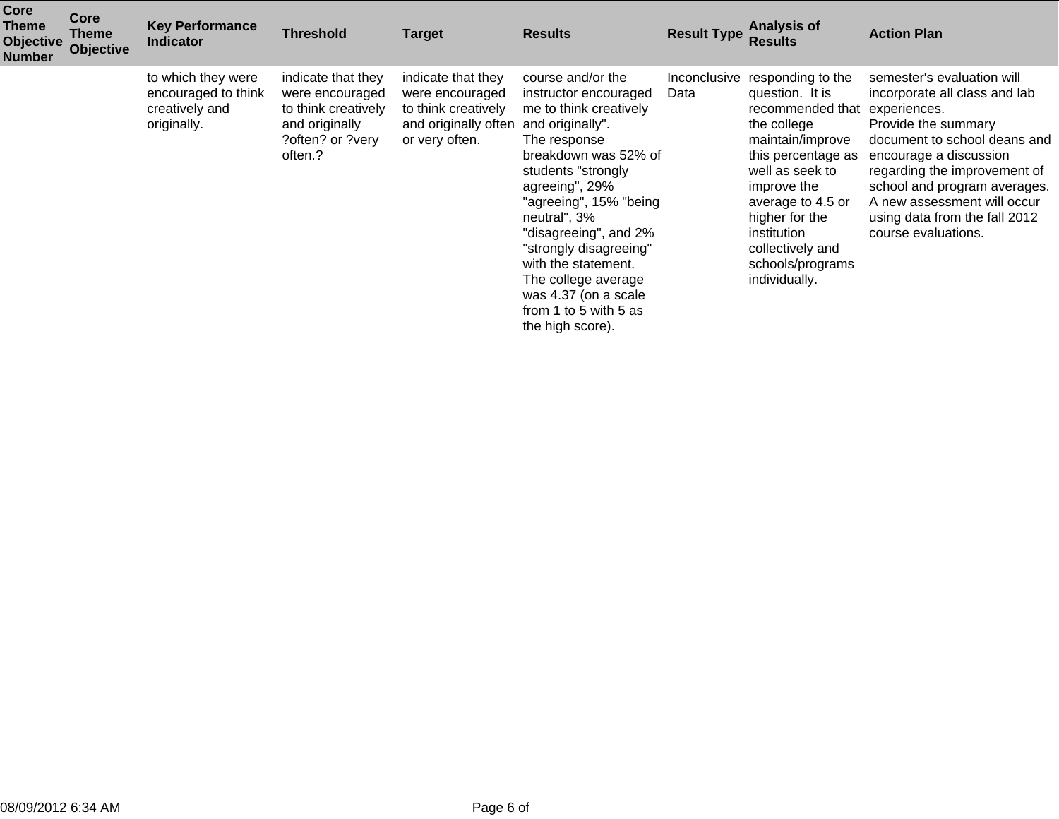| Core Theme Objective Number | Core Theme Objective | Key Performance Indicator | Threshold | Target | Results | Result Type | Analysis of Results | Action Plan |
|---|---|---|---|---|---|---|---|---|
| | | to which they were encouraged to think creatively and originally. | indicate that they were encouraged to think creatively and originally ?often? or ?very often.? | indicate that they were encouraged to think creatively and originally often or very often. | course and/or the instructor encouraged me to think creatively and originally". The response breakdown was 52% of students "strongly agreeing", 29% "agreeing", 15% "being neutral", 3% "disagreeing", and 2% "strongly disagreeing" with the statement. The college average was 4.37 (on a scale from 1 to 5 with 5 as the high score). | Inconclusive Data | responding to the question. It is recommended that the college maintain/improve this percentage as well as seek to improve the average to 4.5 or higher for the institution collectively and schools/programs individually. | semester's evaluation will incorporate all class and lab experiences. Provide the summary document to school deans and encourage a discussion regarding the improvement of school and program averages. A new assessment will occur using data from the fall 2012 course evaluations. |

08/09/2012 6:34 AM